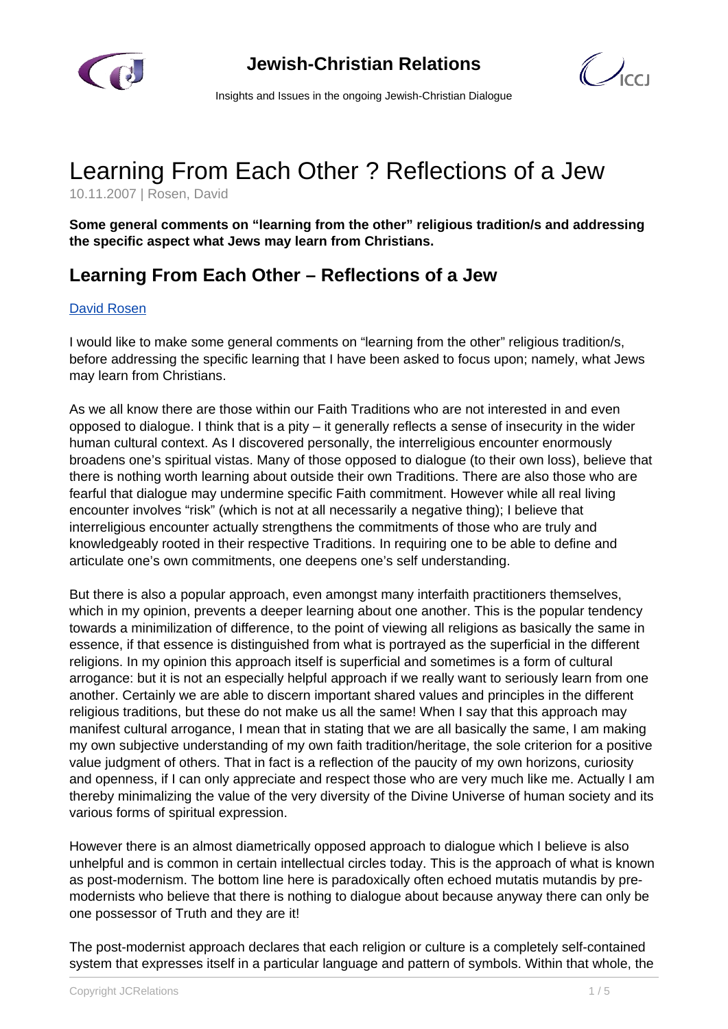# Learning From Each Other ? Reflections of a Jew

10.11.2007 | Rosen, David

**Some general comments on "learning from the other" religious tradition/s and addressing the specific aspect what Jews may learn from Christians.**

## Learning From Each Other – Reflections of a Jew

David Rosen

I would like to make some general comments on "learning from the other" religious tradition/s, before addressing the specific learning that I have been asked to focus upon; namely, what Jews may learn from Christians.

As we all know there are those within our Faith Traditions who are not interested in and even opposed to dialogue. I think that is a pity – it generally reflects a sense of insecurity in the wider human cultural context. As I discovered personally, the interreligious encounter enormously broadens one's spiritual vistas. Many of those opposed to dialogue (to their own loss), believe that there is nothing worth learning about outside their own Traditions. There are also those who are fearful that dialogue may undermine specific Faith commitment. However while all real living encounter involves "risk" (which is not at all necessarily a negative thing); I believe that interreligious encounter actually strengthens the commitments of those who are truly and knowledgeably rooted in their respective Traditions. In requiring one to be able to define and articulate one's own commitments, one deepens one's self understanding.

But there is also a popular approach, even amongst many interfaith practitioners themselves, which in my opinion, prevents a deeper learning about one another. This is the popular tendency towards a minimilization of difference, to the point of viewing all religions as basically the same in essence, if that essence is distinguished from what is portrayed as the superficial in the different religions. In my opinion this approach itself is superficial and sometimes is a form of cultural arrogance: but it is not an especially helpful approach if we really want to seriously learn from one another. Certainly we are able to discern important shared values and principles in the different religious traditions, but these do not make us all the same! When I say that this approach may manifest cultural arrogance, I mean that in stating that we are all basically the same, I am making my own subjective understanding of my own faith tradition/heritage, the sole criterion for a positive value judgment of others. That in fact is a reflection of the paucity of my own horizons, curiosity and openness, if I can only appreciate and respect those who are very much like me. Actually I am thereby minimalizing the value of the very diversity of the Divine Universe of human society and its various forms of spiritual expression.

However there is an almost diametrically opposed approach to dialogue which I believe is also unhelpful and is common in certain intellectual circles today. This is the approach of what is known as post-modernism. The bottom line here is paradoxically often echoed mutatis mutandis by pre-modernists who believe that there is nothing to dialogue about because anyway there can only be one possessor of Truth and they are it!

The post-modernist approach declares that each religion or culture is a completely self-contained system that expresses itself in a particular language and pattern of symbols. Within that whole, the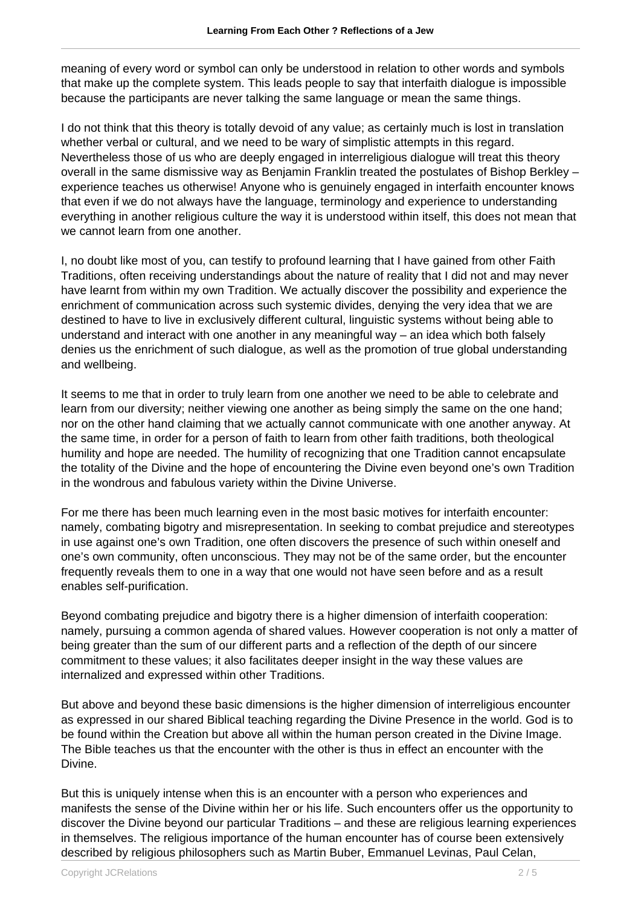meaning of every word or symbol can only be understood in relation to other words and symbols that make up the complete system. This leads people to say that interfaith dialogue is impossible because the participants are never talking the same language or mean the same things.

I do not think that this theory is totally devoid of any value; as certainly much is lost in translation whether verbal or cultural, and we need to be wary of simplistic attempts in this regard. Nevertheless those of us who are deeply engaged in interreligious dialogue will treat this theory overall in the same dismissive way as Benjamin Franklin treated the postulates of Bishop Berkley – experience teaches us otherwise! Anyone who is genuinely engaged in interfaith encounter knows that even if we do not always have the language, terminology and experience to understanding everything in another religious culture the way it is understood within itself, this does not mean that we cannot learn from one another.

I, no doubt like most of you, can testify to profound learning that I have gained from other Faith Traditions, often receiving understandings about the nature of reality that I did not and may never have learnt from within my own Tradition. We actually discover the possibility and experience the enrichment of communication across such systemic divides, denying the very idea that we are destined to have to live in exclusively different cultural, linguistic systems without being able to understand and interact with one another in any meaningful way – an idea which both falsely denies us the enrichment of such dialogue, as well as the promotion of true global understanding and wellbeing.

It seems to me that in order to truly learn from one another we need to be able to celebrate and learn from our diversity; neither viewing one another as being simply the same on the one hand; nor on the other hand claiming that we actually cannot communicate with one another anyway. At the same time, in order for a person of faith to learn from other faith traditions, both theological humility and hope are needed. The humility of recognizing that one Tradition cannot encapsulate the totality of the Divine and the hope of encountering the Divine even beyond one's own Tradition in the wondrous and fabulous variety within the Divine Universe.

For me there has been much learning even in the most basic motives for interfaith encounter: namely, combating bigotry and misrepresentation. In seeking to combat prejudice and stereotypes in use against one's own Tradition, one often discovers the presence of such within oneself and one's own community, often unconscious. They may not be of the same order, but the encounter frequently reveals them to one in a way that one would not have seen before and as a result enables self-purification.

Beyond combating prejudice and bigotry there is a higher dimension of interfaith cooperation: namely, pursuing a common agenda of shared values. However cooperation is not only a matter of being greater than the sum of our different parts and a reflection of the depth of our sincere commitment to these values; it also facilitates deeper insight in the way these values are internalized and expressed within other Traditions.

But above and beyond these basic dimensions is the higher dimension of interreligious encounter as expressed in our shared Biblical teaching regarding the Divine Presence in the world. God is to be found within the Creation but above all within the human person created in the Divine Image. The Bible teaches us that the encounter with the other is thus in effect an encounter with the Divine.

But this is uniquely intense when this is an encounter with a person who experiences and manifest the sense of the Divine within her or his life. Such encounters offer us the opportunity to discover the Divine beyond our particular Traditions – and these are religious learning experiences in themselves. The religious importance of the human encounter has of course been extensively described by religious philosophers such as Martin Buber, Emmanuel Levinas, Paul Celan,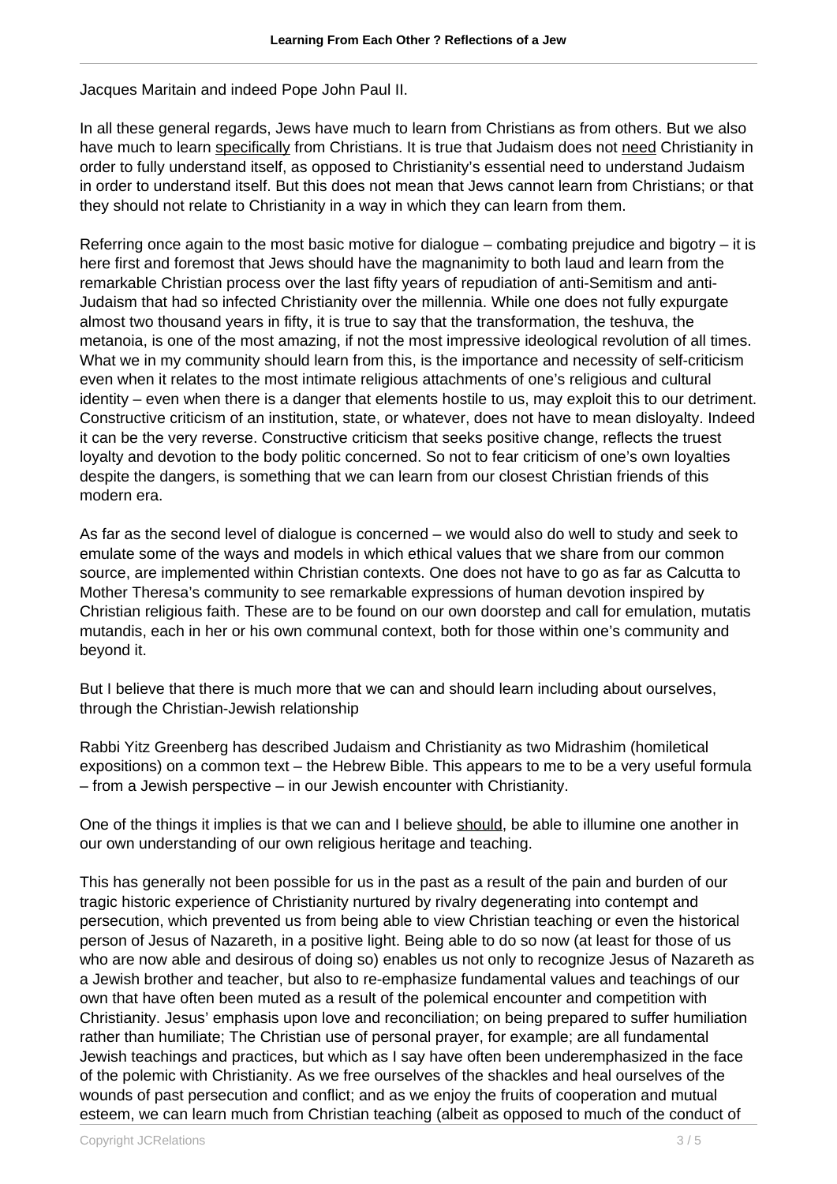Jacques Maritain and indeed Pope John Paul II.

In all these general regards, Jews have much to learn from Christians as from others. But we also have much to learn specifically from Christians. It is true that Judaism does not need Christianity in order to fully understand itself, as opposed to Christianity's essential need to understand Judaism in order to understand itself. But this does not mean that Jews cannot learn from Christians; or that they should not relate to Christianity in a way in which they can learn from them.

Referring once again to the most basic motive for dialogue – combating prejudice and bigotry – it is here first and foremost that Jews should have the magnanimity to both laud and learn from the remarkable Christian process over the last fifty years of repudiation of anti-Semitism and anti-Judaism that had so infected Christianity over the millennia. While one does not fully expurgate almost two thousand years in fifty, it is true to say that the transformation, the teshuva, the metanoia, is one of the most amazing, if not the most impressive ideological revolution of all times. What we in my community should learn from this, is the importance and necessity of self-criticism even when it relates to the most intimate religious attachments of one's religious and cultural identity – even when there is a danger that elements hostile to us, may exploit this to our detriment. Constructive criticism of an institution, state, or whatever, does not have to mean disloyalty. Indeed it can be the very reverse. Constructive criticism that seeks positive change, reflects the truest loyalty and devotion to the body politic concerned. So not to fear criticism of one's own loyalties despite the dangers, is something that we can learn from our closest Christian friends of this modern era.

As far as the second level of dialogue is concerned – we would also do well to study and seek to emulate some of the ways and models in which ethical values that we share from our common source, are implemented within Christian contexts. One does not have to go as far as Calcutta to Mother Theresa's community to see remarkable expressions of human devotion inspired by Christian religious faith. These are to be found on our own doorstep and call for emulation, mutatis mutandis, each in her or his own communal context, both for those within one's community and beyond it.

But I believe that there is much more that we can and should learn including about ourselves, through the Christian-Jewish relationship

Rabbi Yitz Greenberg has described Judaism and Christianity as two Midrashim (homiletical expositions) on a common text – the Hebrew Bible. This appears to me to be a very useful formula – from a Jewish perspective – in our Jewish encounter with Christianity.

One of the things it implies is that we can and I believe should, be able to illumine one another in our own understanding of our own religious heritage and teaching.

This has generally not been possible for us in the past as a result of the pain and burden of our tragic historic experience of Christianity nurtured by rivalry degenerating into contempt and persecution, which prevented us from being able to view Christian teaching or even the historical person of Jesus of Nazareth, in a positive light. Being able to do so now (at least for those of us who are now able and desirous of doing so) enables us not only to recognize Jesus of Nazareth as a Jewish brother and teacher, but also to re-emphasize fundamental values and teachings of our own that have often been muted as a result of the polemical encounter and competition with Christianity. Jesus' emphasis upon love and reconciliation; on being prepared to suffer humiliation rather than humiliate; The Christian use of personal prayer, for example; are all fundamental Jewish teachings and practices, but which as I say have often been underemphasized in the face of the polemic with Christianity. As we free ourselves of the shackles and heal ourselves of the wounds of past persecution and conflict; and as we enjoy the fruits of cooperation and mutual esteem, we can learn much from Christian teaching (albeit as opposed to much of the conduct of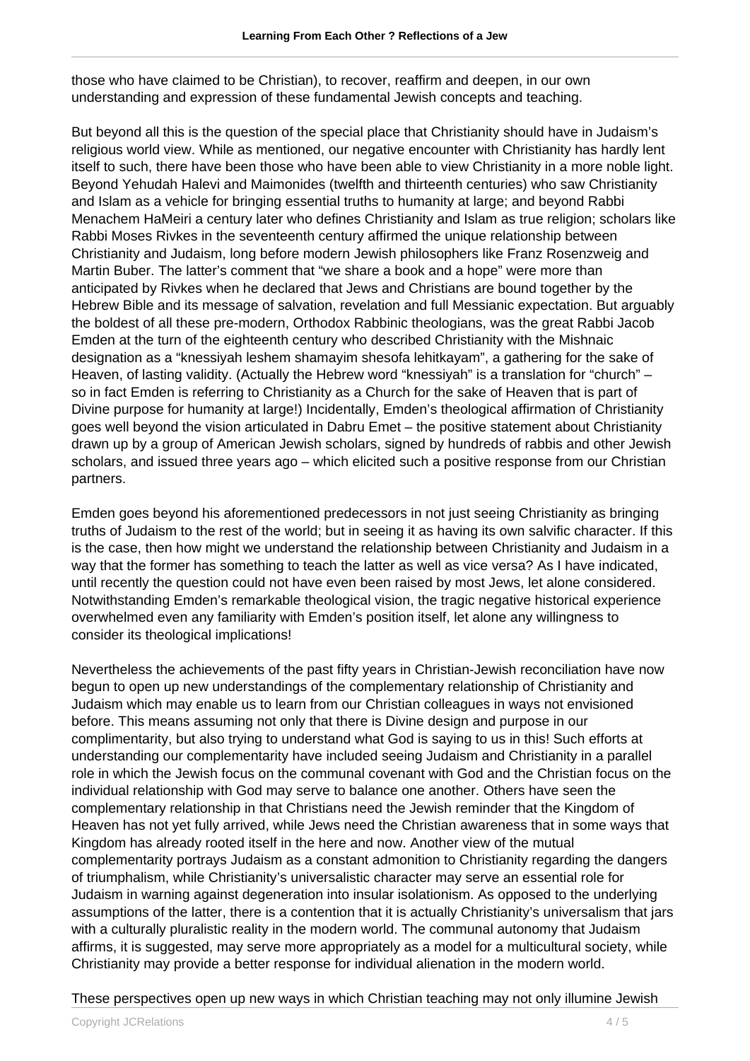those who have claimed to be Christian), to recover, reaffirm and deepen, in our own understanding and expression of these fundamental Jewish concepts and teaching.

But beyond all this is the question of the special place that Christianity should have in Judaism's religious world view. While as mentioned, our negative encounter with Christianity has hardly lent itself to such, there have been those who have been able to view Christianity in a more noble light. Beyond Yehudah Halevi and Maimonides (twelfth and thirteenth centuries) who saw Christianity and Islam as a vehicle for bringing essential truths to humanity at large; and beyond Rabbi Menachem HaMeiri a century later who defines Christianity and Islam as true religion; scholars like Rabbi Moses Rivkes in the seventeenth century affirmed the unique relationship between Christianity and Judaism, long before modern Jewish philosophers like Franz Rosenzweig and Martin Buber. The latter's comment that "we share a book and a hope" were more than anticipated by Rivkes when he declared that Jews and Christians are bound together by the Hebrew Bible and its message of salvation, revelation and full Messianic expectation. But arguably the boldest of all these pre-modern, Orthodox Rabbinic theologians, was the great Rabbi Jacob Emden at the turn of the eighteenth century who described Christianity with the Mishnaic designation as a "knessiyah leshem shamayim shesofa lehitkayam", a gathering for the sake of Heaven, of lasting validity. (Actually the Hebrew word "knessiyah" is a translation for "church" – so in fact Emden is referring to Christianity as a Church for the sake of Heaven that is part of Divine purpose for humanity at large!) Incidentally, Emden's theological affirmation of Christianity goes well beyond the vision articulated in Dabru Emet – the positive statement about Christianity drawn up by a group of American Jewish scholars, signed by hundreds of rabbis and other Jewish scholars, and issued three years ago – which elicited such a positive response from our Christian partners.

Emden goes beyond his aforementioned predecessors in not just seeing Christianity as bringing truths of Judaism to the rest of the world; but in seeing it as having its own salvific character. If this is the case, then how might we understand the relationship between Christianity and Judaism in a way that the former has something to teach the latter as well as vice versa? As I have indicated, until recently the question could not have even been raised by most Jews, let alone considered. Notwithstanding Emden's remarkable theological vision, the tragic negative historical experience overwhelmed even any familiarity with Emden's position itself, let alone any willingness to consider its theological implications!

Nevertheless the achievements of the past fifty years in Christian-Jewish reconciliation have now begun to open up new understandings of the complementary relationship of Christianity and Judaism which may enable us to learn from our Christian colleagues in ways not envisioned before. This means assuming not only that there is Divine design and purpose in our complimentarity, but also trying to understand what God is saying to us in this! Such efforts at understanding our complementarity have included seeing Judaism and Christianity in a parallel role in which the Jewish focus on the communal covenant with God and the Christian focus on the individual relationship with God may serve to balance one another. Others have seen the complementary relationship in that Christians need the Jewish reminder that the Kingdom of Heaven has not yet fully arrived, while Jews need the Christian awareness that in some ways that Kingdom has already rooted itself in the here and now. Another view of the mutual complementarity portrays Judaism as a constant admonition to Christianity regarding the dangers of triumphalism, while Christianity's universalistic character may serve an essential role for Judaism in warning against degeneration into insular isolationism. As opposed to the underlying assumptions of the latter, there is a contention that it is actually Christianity's universalism that jars with a culturally pluralistic reality in the modern world. The communal autonomy that Judaism affirms, it is suggested, may serve more appropriately as a model for a multicultural society, while Christianity may provide a better response for individual alienation in the modern world.

These perspectives open up new ways in which Christian teaching may not only illumine Jewish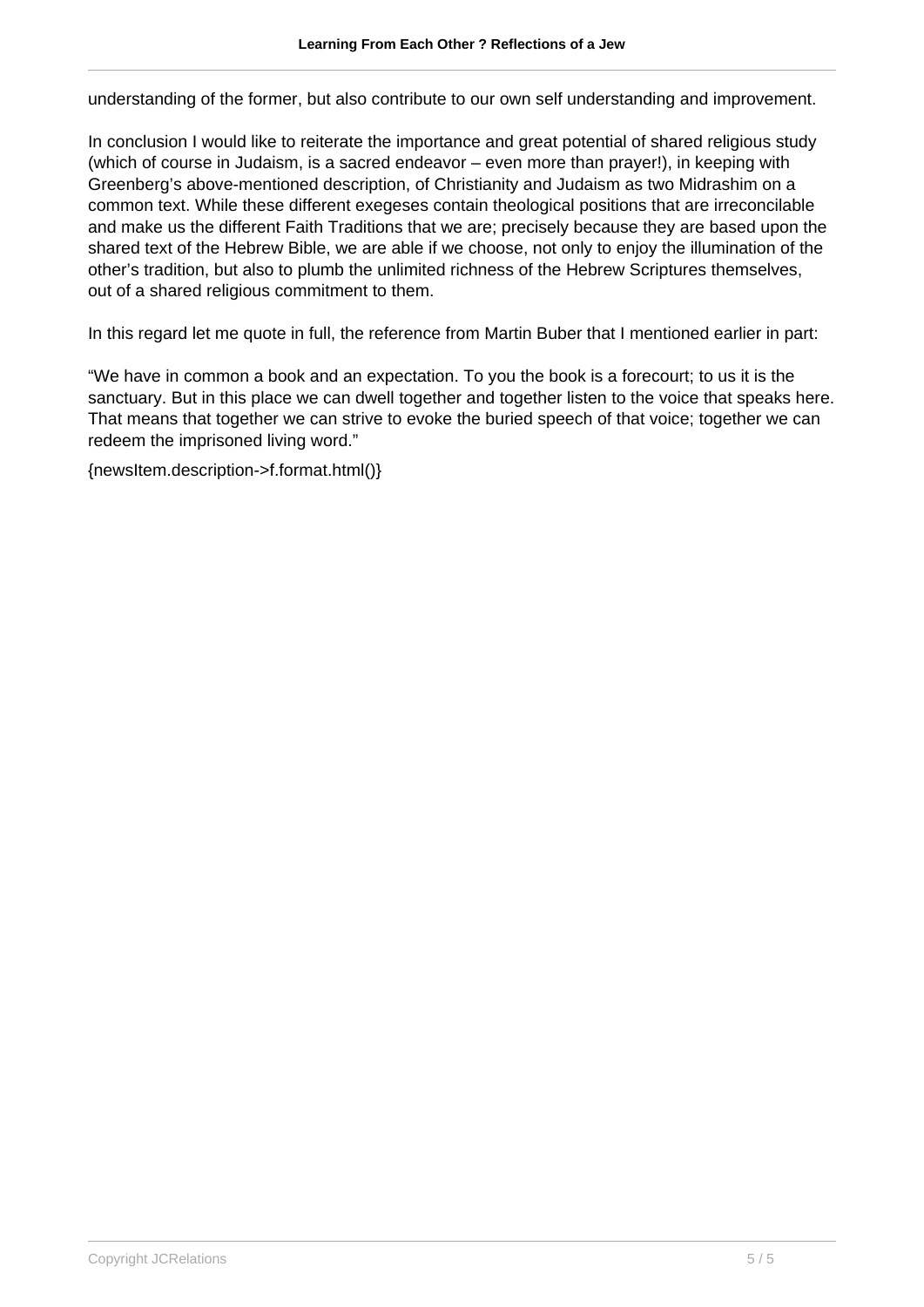understanding of the former, but also contribute to our own self understanding and improvement.

In conclusion I would like to reiterate the importance and great potential of shared religious study (which of course in Judaism, is a sacred endeavor – even more than prayer!), in keeping with Greenberg's above-mentioned description, of Christianity and Judaism as two Midrashim on a common text. While these different exegeses contain theological positions that are irreconcilable and make us the different Faith Traditions that we are; precisely because they are based upon the shared text of the Hebrew Bible, we are able if we choose, not only to enjoy the illumination of the other's tradition, but also to plumb the unlimited richness of the Hebrew Scriptures themselves, out of a shared religious commitment to them.

In this regard let me quote in full, the reference from Martin Buber that I mentioned earlier in part:

"We have in common a book and an expectation. To you the book is a forecourt; to us it is the sanctuary. But in this place we can dwell together and together listen to the voice that speaks here. That means that together we can strive to evoke the buried speech of that voice; together we can redeem the imprisoned living word."

{newsItem.description->f.format.html()}